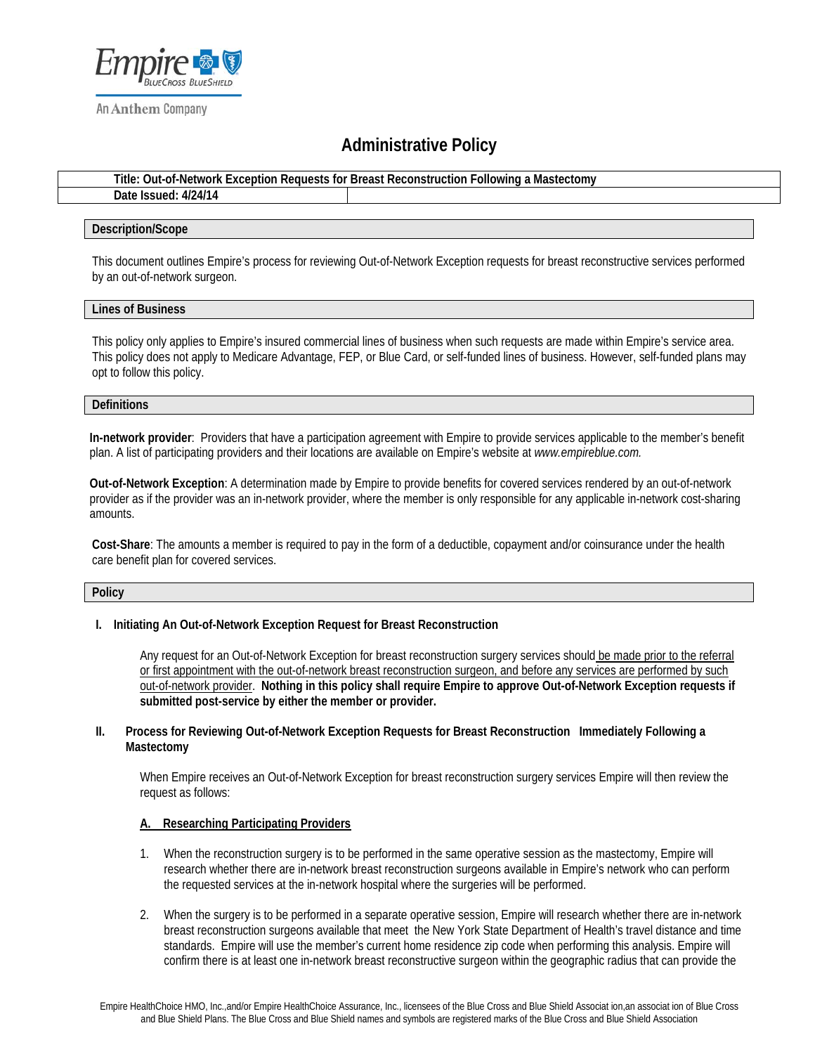# Administrative Policy

| Title: Out-of-Network Exception Requests for Breast Reconstruction Following a Mastectomy | |
|---|---|
| Date Issued: 4/24/14 | |

## Description/Scope

This document outlines Empire's process for reviewing Out-of-Network Exception requests for breast reconstructive services performed by an out-of-network surgeon.

## Lines of Business

This policy only applies to Empire's insured commercial lines of business when such requests are made within Empire's service area. This policy does not apply to Medicare Advantage, FEP, or Blue Card, or self-funded lines of business. However, self-funded plans may opt to follow this policy.

## Definitions

**In-network provider**: Providers that have a participation agreement with Empire to provide services applicable to the member's benefit plan. A list of participating providers and their locations are available on Empire's website at *www.empireblue.com.*

**Out-of-Network Exception**: A determination made by Empire to provide benefits for covered services rendered by an out-of-network provider as if the provider was an in-network provider, where the member is only responsible for any applicable in-network cost-sharing amounts.

**Cost-Share**: The amounts a member is required to pay in the form of a deductible, copayment and/or coinsurance under the health care benefit plan for covered services.

## Policy

### I. Initiating An Out-of-Network Exception Request for Breast Reconstruction

Any request for an Out-of-Network Exception for breast reconstruction surgery services should be made prior to the referral or first appointment with the out-of-network breast reconstruction surgeon, and before any services are performed by such out-of-network provider. **Nothing in this policy shall require Empire to approve Out-of-Network Exception requests if submitted post-service by either the member or provider.**

### II. Process for Reviewing Out-of-Network Exception Requests for Breast Reconstruction Immediately Following a Mastectomy

When Empire receives an Out-of-Network Exception for breast reconstruction surgery services Empire will then review the request as follows:

**A. Researching Participating Providers**

1. When the reconstruction surgery is to be performed in the same operative session as the mastectomy, Empire will research whether there are in-network breast reconstruction surgeons available in Empire's network who can perform the requested services at the in-network hospital where the surgeries will be performed.

2. When the surgery is to be performed in a separate operative session, Empire will research whether there are in-network breast reconstruction surgeons available that meet the New York State Department of Health's travel distance and time standards. Empire will use the member's current home residence zip code when performing this analysis. Empire will confirm there is at least one in-network breast reconstructive surgeon within the geographic radius that can provide the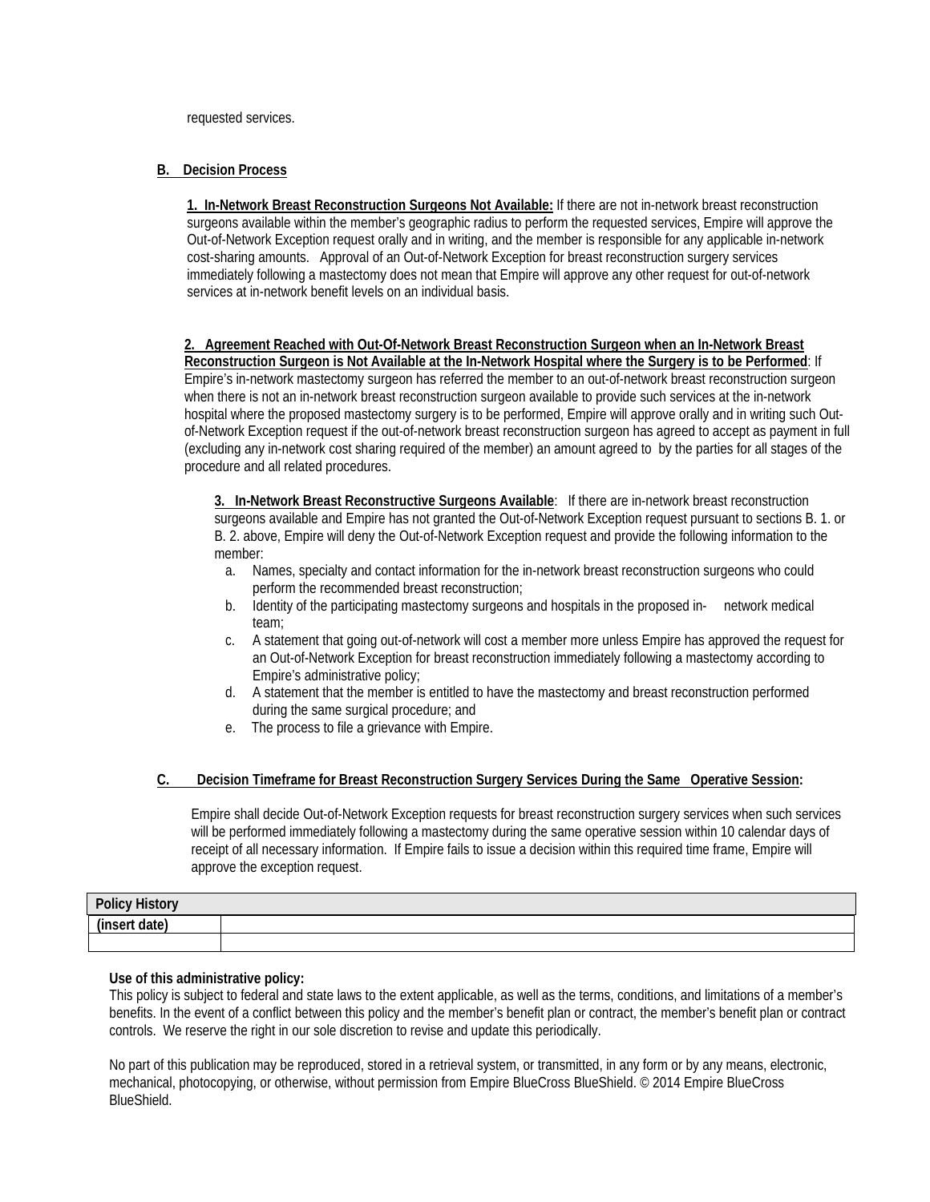requested services.

**B. Decision Process**

**1. In-Network Breast Reconstruction Surgeons Not Available:** If there are not in-network breast reconstruction surgeons available within the member's geographic radius to perform the requested services, Empire will approve the Out-of-Network Exception request orally and in writing, and the member is responsible for any applicable in-network cost-sharing amounts. Approval of an Out-of-Network Exception for breast reconstruction surgery services immediately following a mastectomy does not mean that Empire will approve any other request for out-of-network services at in-network benefit levels on an individual basis.

**2. Agreement Reached with Out-Of-Network Breast Reconstruction Surgeon when an In-Network Breast Reconstruction Surgeon is Not Available at the In-Network Hospital where the Surgery is to be Performed**: If Empire's in-network mastectomy surgeon has referred the member to an out-of-network breast reconstruction surgeon when there is not an in-network breast reconstruction surgeon available to provide such services at the in-network hospital where the proposed mastectomy surgery is to be performed, Empire will approve orally and in writing such Out-of-Network Exception request if the out-of-network breast reconstruction surgeon has agreed to accept as payment in full (excluding any in-network cost sharing required of the member) an amount agreed to by the parties for all stages of the procedure and all related procedures.

**3. In-Network Breast Reconstructive Surgeons Available**: If there are in-network breast reconstruction surgeons available and Empire has not granted the Out-of-Network Exception request pursuant to sections B. 1. or B. 2. above, Empire will deny the Out-of-Network Exception request and provide the following information to the member:

a. Names, specialty and contact information for the in-network breast reconstruction surgeons who could perform the recommended breast reconstruction;
b. Identity of the participating mastectomy surgeons and hospitals in the proposed in- network medical team;
c. A statement that going out-of-network will cost a member more unless Empire has approved the request for an Out-of-Network Exception for breast reconstruction immediately following a mastectomy according to Empire's administrative policy;
d. A statement that the member is entitled to have the mastectomy and breast reconstruction performed during the same surgical procedure; and
e. The process to file a grievance with Empire.

**C. Decision Timeframe for Breast Reconstruction Surgery Services During the Same Operative Session:**

Empire shall decide Out-of-Network Exception requests for breast reconstruction surgery services when such services will be performed immediately following a mastectomy during the same operative session within 10 calendar days of receipt of all necessary information. If Empire fails to issue a decision within this required time frame, Empire will approve the exception request.

| **Policy History** | |
|---|---|
| **(insert date)** | |
| | |

**Use of this administrative policy:**
This policy is subject to federal and state laws to the extent applicable, as well as the terms, conditions, and limitations of a member's benefits. In the event of a conflict between this policy and the member's benefit plan or contract, the member's benefit plan or contract controls. We reserve the right in our sole discretion to revise and update this periodically.

No part of this publication may be reproduced, stored in a retrieval system, or transmitted, in any form or by any means, electronic, mechanical, photocopying, or otherwise, without permission from Empire BlueCross BlueShield. © 2014 Empire BlueCross BlueShield.